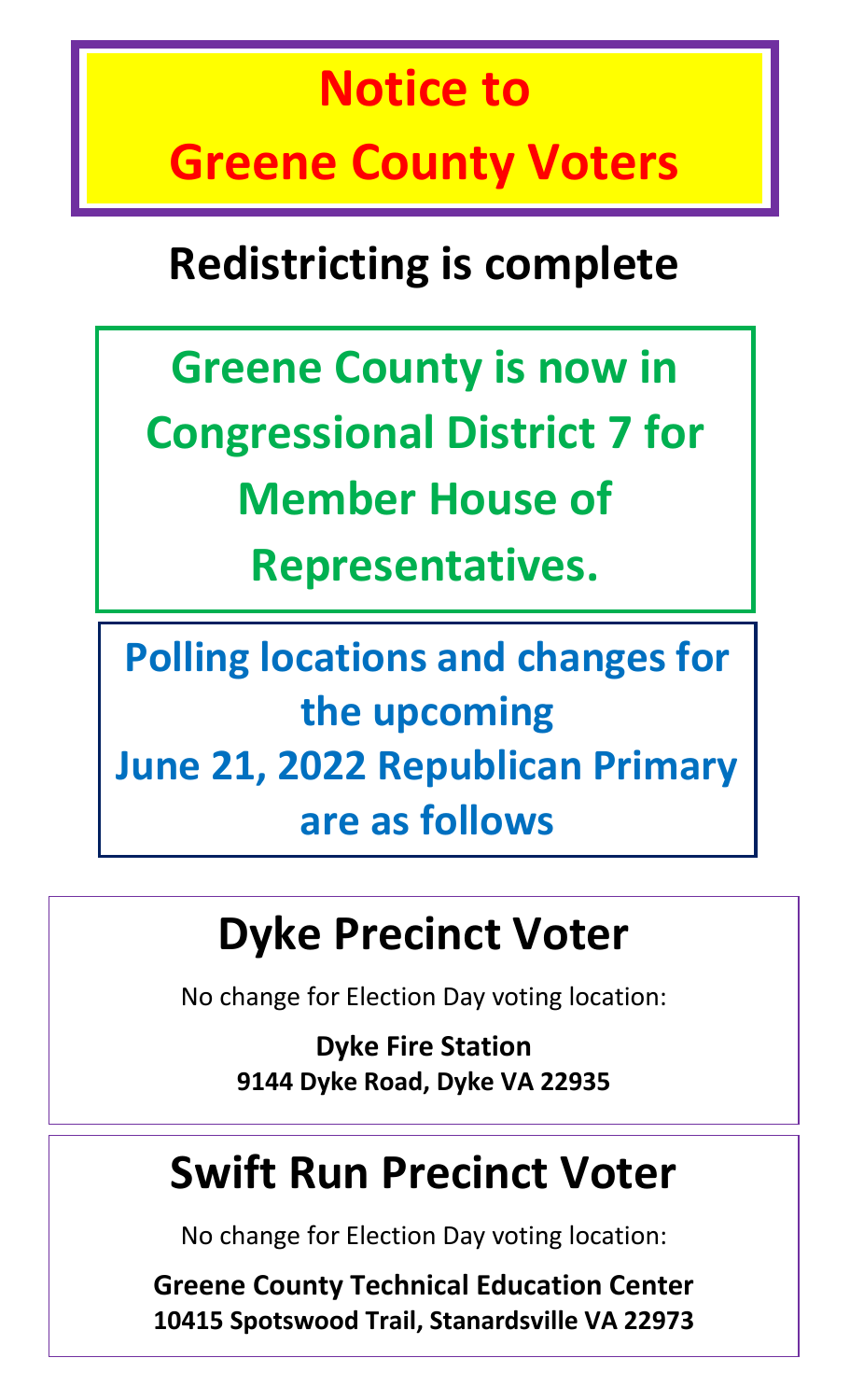# Notice to Greene County Voters

## Redistricting is complete

**Greene County is now in Congressional District 7 for Member House of Representatives.**

**Polling locations and changes for the upcoming June 21, 2022 Republican Primary are as follows**

## Dyke Precinct Voter

No change for Election Day voting location:

**Dyke Fire Station**
**9144 Dyke Road, Dyke VA 22935**

## Swift Run Precinct Voter

No change for Election Day voting location:

**Greene County Technical Education Center**
**10415 Spotswood Trail, Stanardsville VA 22973**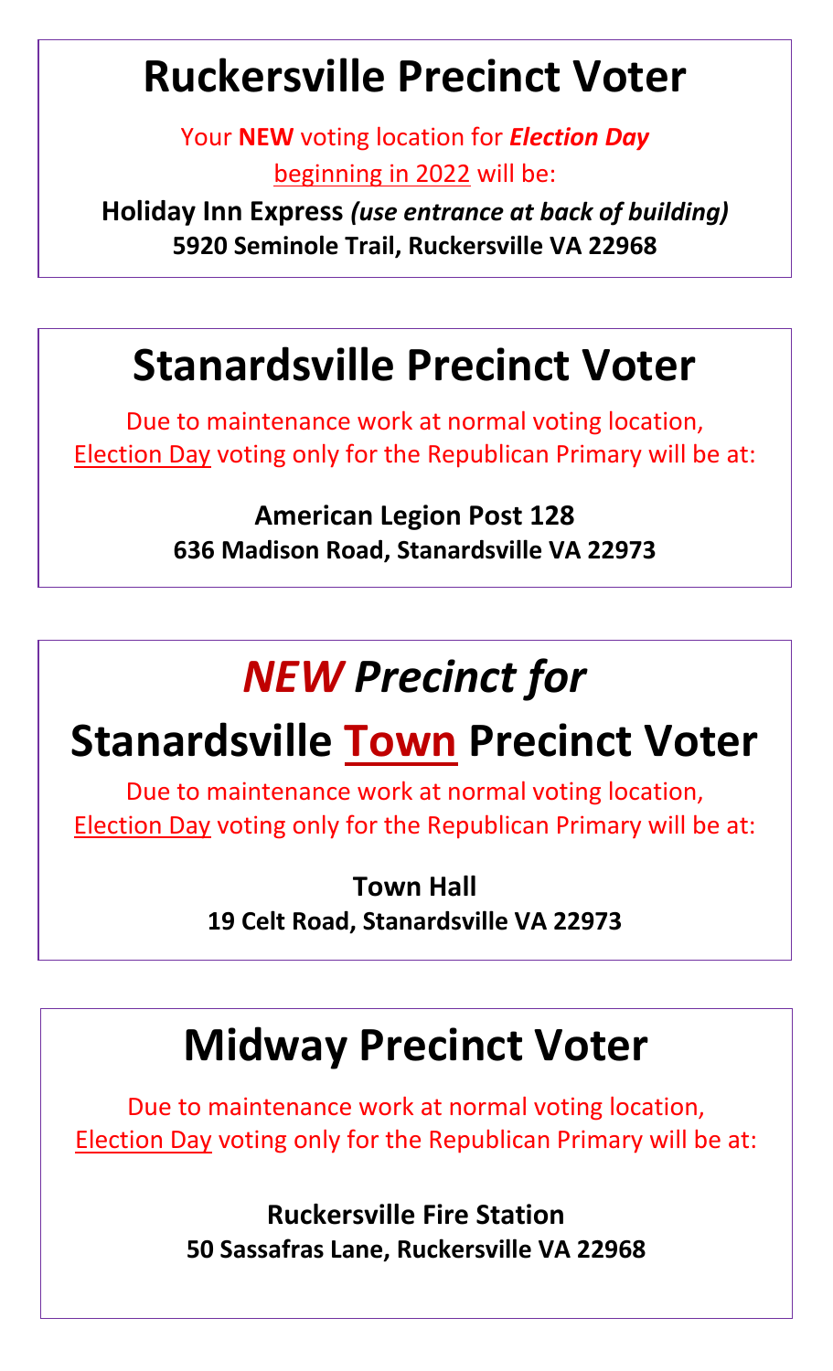# Ruckersville Precinct Voter

Your **NEW** voting location for ***Election Day*** beginning in 2022 will be:

**Holiday Inn Express *(use entrance at back of building)***
**5920 Seminole Trail, Ruckersville VA 22968**

# Stanardsville Precinct Voter

Due to maintenance work at normal voting location, Election Day voting only for the Republican Primary will be at:

**American Legion Post 128**
**636 Madison Road, Stanardsville VA 22973**

# *NEW Precinct for*

# Stanardsville Town Precinct Voter

Due to maintenance work at normal voting location, Election Day voting only for the Republican Primary will be at:

**Town Hall**
**19 Celt Road, Stanardsville VA 22973**

# Midway Precinct Voter

Due to maintenance work at normal voting location, Election Day voting only for the Republican Primary will be at:

**Ruckersville Fire Station**
**50 Sassafras Lane, Ruckersville VA 22968**